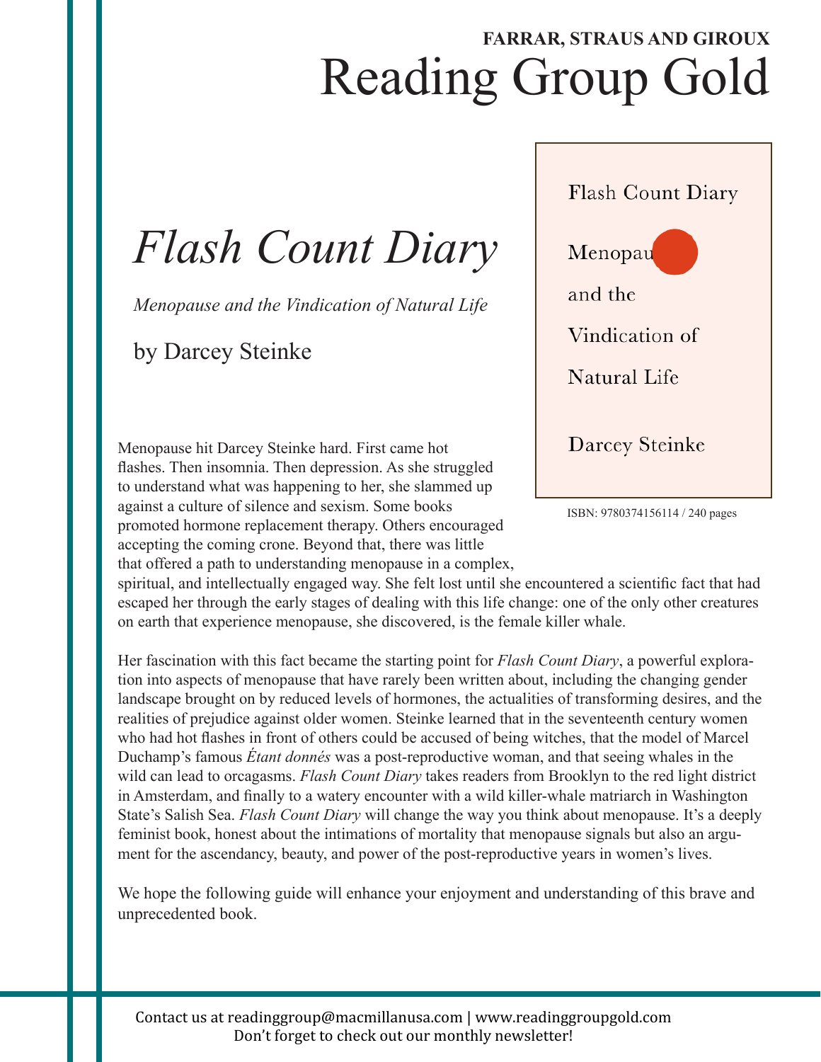FARRAR, STRAUS AND GIROUX

# Reading Group Gold

## *Flash Count Diary*

*Menopause and the Vindication of Natural Life*

by Darcey Steinke

Flash Count Diary

Menopause and the Vindication of Natural Life

Darcey Steinke

ISBN: 9780374156114 / 240 pages

Menopause hit Darcey Steinke hard. First came hot flashes. Then insomnia. Then depression. As she struggled to understand what was happening to her, she slammed up against a culture of silence and sexism. Some books promoted hormone replacement therapy. Others encouraged accepting the coming crone. Beyond that, there was little that offered a path to understanding menopause in a complex, spiritual, and intellectually engaged way. She felt lost until she encountered a scientific fact that had escaped her through the early stages of dealing with this life change: one of the only other creatures on earth that experience menopause, she discovered, is the female killer whale.

Her fascination with this fact became the starting point for *Flash Count Diary*, a powerful exploration into aspects of menopause that have rarely been written about, including the changing gender landscape brought on by reduced levels of hormones, the actualities of transforming desires, and the realities of prejudice against older women. Steinke learned that in the seventeenth century women who had hot flashes in front of others could be accused of being witches, that the model of Marcel Duchamp's famous *Étant donnés* was a post-reproductive woman, and that seeing whales in the wild can lead to orcagasms. *Flash Count Diary* takes readers from Brooklyn to the red light district in Amsterdam, and finally to a watery encounter with a wild killer-whale matriarch in Washington State's Salish Sea. *Flash Count Diary* will change the way you think about menopause. It's a deeply feminist book, honest about the intimations of mortality that menopause signals but also an argument for the ascendancy, beauty, and power of the post-reproductive years in women's lives.

We hope the following guide will enhance your enjoyment and understanding of this brave and unprecedented book.

Contact us at readinggroup@macmillanusa.com | www.readinggroupgold.com
Don't forget to check out our monthly newsletter!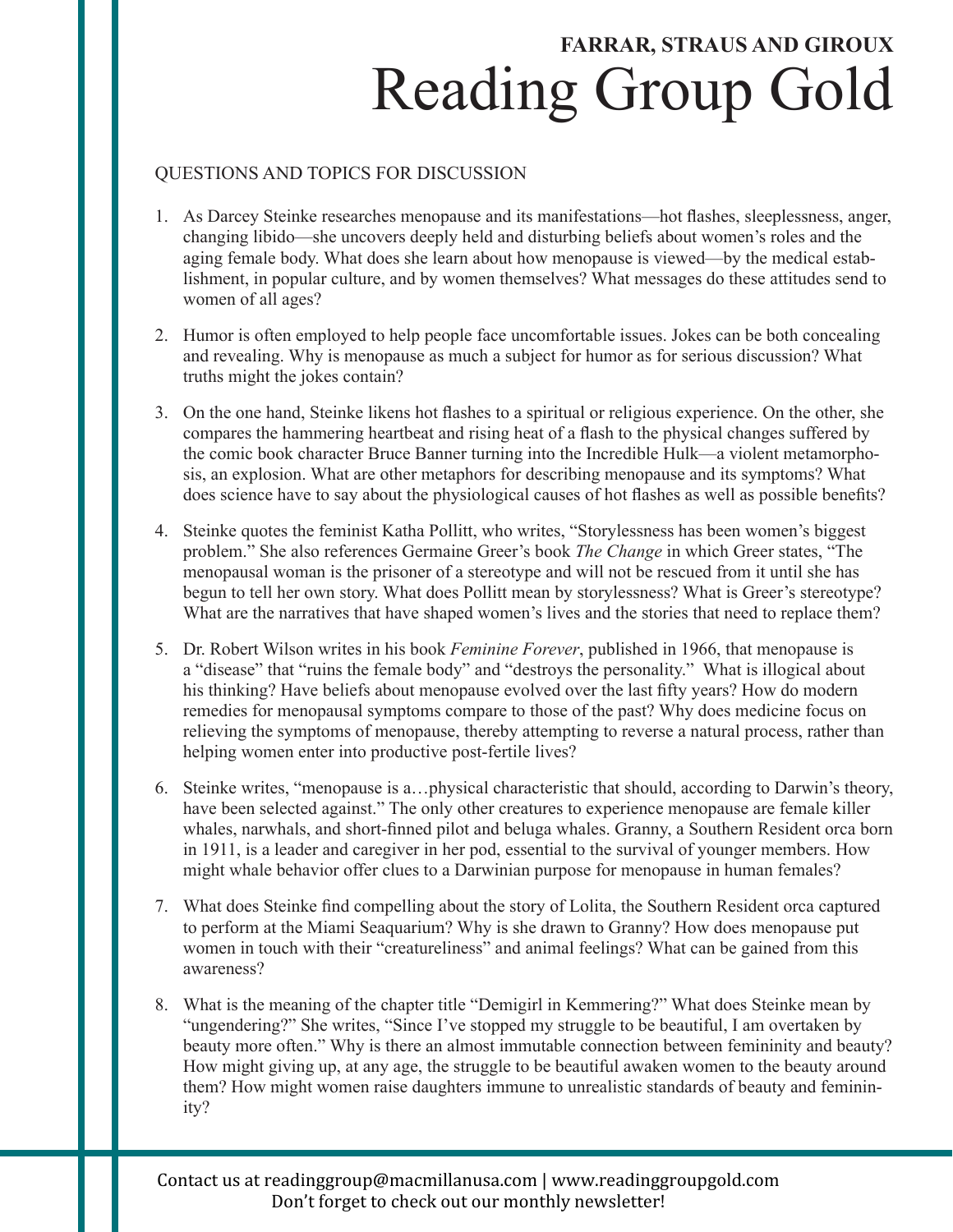**FARRAR, STRAUS AND GIROUX**

# Reading Group Gold

## QUESTIONS AND TOPICS FOR DISCUSSION

1. As Darcey Steinke researches menopause and its manifestations—hot flashes, sleeplessness, anger, changing libido—she uncovers deeply held and disturbing beliefs about women's roles and the aging female body. What does she learn about how menopause is viewed—by the medical establishment, in popular culture, and by women themselves? What messages do these attitudes send to women of all ages?

2. Humor is often employed to help people face uncomfortable issues. Jokes can be both concealing and revealing. Why is menopause as much a subject for humor as for serious discussion? What truths might the jokes contain?

3. On the one hand, Steinke likens hot flashes to a spiritual or religious experience. On the other, she compares the hammering heartbeat and rising heat of a flash to the physical changes suffered by the comic book character Bruce Banner turning into the Incredible Hulk—a violent metamorphosis, an explosion. What are other metaphors for describing menopause and its symptoms? What does science have to say about the physiological causes of hot flashes as well as possible benefits?

4. Steinke quotes the feminist Katha Pollitt, who writes, "Storylessness has been women's biggest problem." She also references Germaine Greer's book *The Change* in which Greer states, "The menopausal woman is the prisoner of a stereotype and will not be rescued from it until she has begun to tell her own story. What does Pollitt mean by storylessness? What is Greer's stereotype? What are the narratives that have shaped women's lives and the stories that need to replace them?

5. Dr. Robert Wilson writes in his book *Feminine Forever*, published in 1966, that menopause is a "disease" that "ruins the female body" and "destroys the personality." What is illogical about his thinking? Have beliefs about menopause evolved over the last fifty years? How do modern remedies for menopausal symptoms compare to those of the past? Why does medicine focus on relieving the symptoms of menopause, thereby attempting to reverse a natural process, rather than helping women enter into productive post-fertile lives?

6. Steinke writes, "menopause is a…physical characteristic that should, according to Darwin's theory, have been selected against." The only other creatures to experience menopause are female killer whales, narwhals, and short-finned pilot and beluga whales. Granny, a Southern Resident orca born in 1911, is a leader and caregiver in her pod, essential to the survival of younger members. How might whale behavior offer clues to a Darwinian purpose for menopause in human females?

7. What does Steinke find compelling about the story of Lolita, the Southern Resident orca captured to perform at the Miami Seaquarium? Why is she drawn to Granny? How does menopause put women in touch with their "creatureliness" and animal feelings? What can be gained from this awareness?

8. What is the meaning of the chapter title "Demigirl in Kemmering?" What does Steinke mean by "ungendering?" She writes, "Since I've stopped my struggle to be beautiful, I am overtaken by beauty more often." Why is there an almost immutable connection between femininity and beauty? How might giving up, at any age, the struggle to be beautiful awaken women to the beauty around them? How might women raise daughters immune to unrealistic standards of beauty and femininity?

Contact us at readinggroup@macmillanusa.com | www.readinggroupgold.com
Don't forget to check out our monthly newsletter!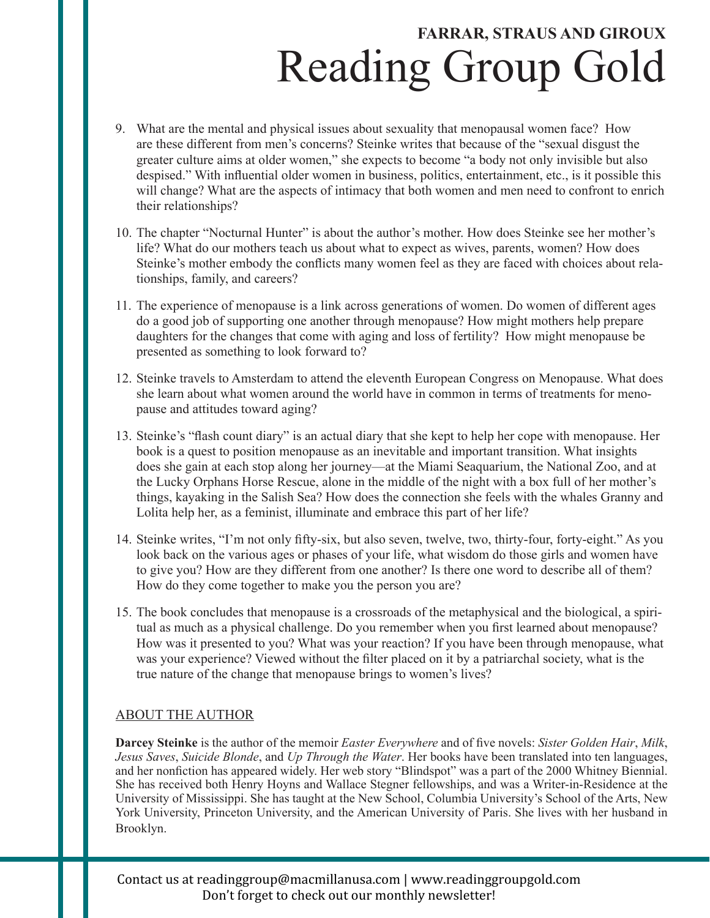9. What are the mental and physical issues about sexuality that menopausal women face? How are these different from men's concerns? Steinke writes that because of the "sexual disgust the greater culture aims at older women," she expects to become "a body not only invisible but also despised." With influential older women in business, politics, entertainment, etc., is it possible this will change? What are the aspects of intimacy that both women and men need to confront to enrich their relationships?

10. The chapter "Nocturnal Hunter" is about the author's mother. How does Steinke see her mother's life? What do our mothers teach us about what to expect as wives, parents, women? How does Steinke's mother embody the conflicts many women feel as they are faced with choices about relationships, family, and careers?

11. The experience of menopause is a link across generations of women. Do women of different ages do a good job of supporting one another through menopause? How might mothers help prepare daughters for the changes that come with aging and loss of fertility? How might menopause be presented as something to look forward to?

12. Steinke travels to Amsterdam to attend the eleventh European Congress on Menopause. What does she learn about what women around the world have in common in terms of treatments for menopause and attitudes toward aging?

13. Steinke's "flash count diary" is an actual diary that she kept to help her cope with menopause. Her book is a quest to position menopause as an inevitable and important transition. What insights does she gain at each stop along her journey—at the Miami Seaquarium, the National Zoo, and at the Lucky Orphans Horse Rescue, alone in the middle of the night with a box full of her mother's things, kayaking in the Salish Sea? How does the connection she feels with the whales Granny and Lolita help her, as a feminist, illuminate and embrace this part of her life?

14. Steinke writes, "I'm not only fifty-six, but also seven, twelve, two, thirty-four, forty-eight." As you look back on the various ages or phases of your life, what wisdom do those girls and women have to give you? How are they different from one another? Is there one word to describe all of them? How do they come together to make you the person you are?

15. The book concludes that menopause is a crossroads of the metaphysical and the biological, a spiritual as much as a physical challenge. Do you remember when you first learned about menopause? How was it presented to you? What was your reaction? If you have been through menopause, what was your experience? Viewed without the filter placed on it by a patriarchal society, what is the true nature of the change that menopause brings to women's lives?

## ABOUT THE AUTHOR

**Darcey Steinke** is the author of the memoir *Easter Everywhere* and of five novels: *Sister Golden Hair*, *Milk*, *Jesus Saves*, *Suicide Blonde*, and *Up Through the Water*. Her books have been translated into ten languages, and her nonfiction has appeared widely. Her web story "Blindspot" was a part of the 2000 Whitney Biennial. She has received both Henry Hoyns and Wallace Stegner fellowships, and was a Writer-in-Residence at the University of Mississippi. She has taught at the New School, Columbia University's School of the Arts, New York University, Princeton University, and the American University of Paris. She lives with her husband in Brooklyn.